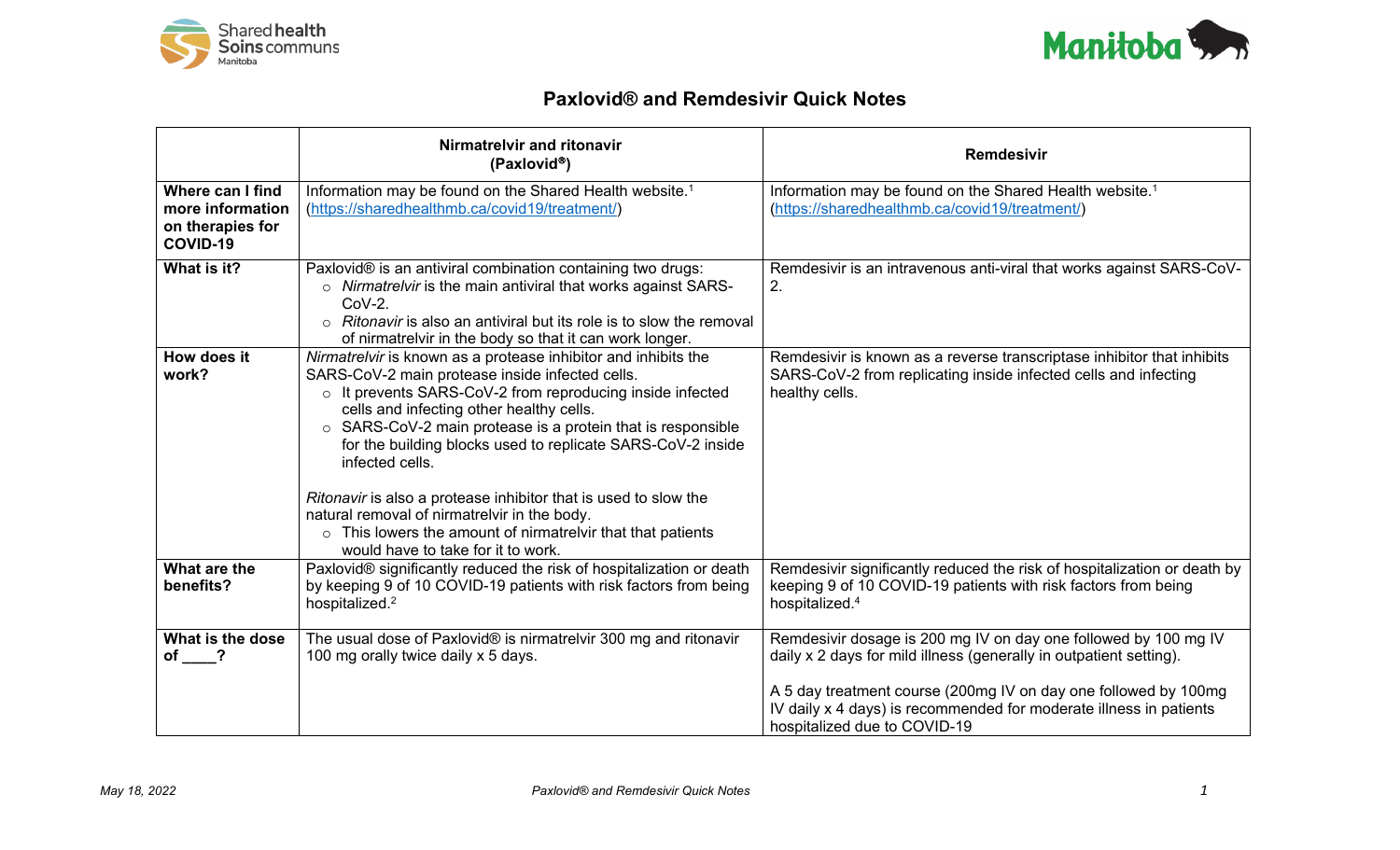# Paxlovid® and Remdesivir Quick Notes

| | Nirmatrelvir and ritonavir (Paxlovid®) | Remdesivir |
|---|---|---|
| **Where can I find more information on therapies for COVID-19** | Information may be found on the Shared Health website.[1] (https://sharedhealthmb.ca/covid19/treatment/) | Information may be found on the Shared Health website.[1] (https://sharedhealthmb.ca/covid19/treatment/) |
| **What is it?** | Paxlovid® is an antiviral combination containing two drugs:<br>○ *Nirmatrelvir* is the main antiviral that works against SARS-CoV-2.<br>○ *Ritonavir* is also an antiviral but its role is to slow the removal of nirmatrelvir in the body so that it can work longer. | Remdesivir is an intravenous anti-viral that works against SARS-CoV-2. |
| **How does it work?** | *Nirmatrelvir* is known as a protease inhibitor and inhibits the SARS-CoV-2 main protease inside infected cells.<br>○ It prevents SARS-CoV-2 from reproducing inside infected cells and infecting other healthy cells.<br>○ SARS-CoV-2 main protease is a protein that is responsible for the building blocks used to replicate SARS-CoV-2 inside infected cells.<br><br>*Ritonavir* is also a protease inhibitor that is used to slow the natural removal of nirmatrelvir in the body.<br>○ This lowers the amount of nirmatrelvir that that patients would have to take for it to work. | Remdesivir is known as a reverse transcriptase inhibitor that inhibits SARS-CoV-2 from replicating inside infected cells and infecting healthy cells. |
| **What are the benefits?** | Paxlovid® significantly reduced the risk of hospitalization or death by keeping 9 of 10 COVID-19 patients with risk factors from being hospitalized.[2] | Remdesivir significantly reduced the risk of hospitalization or death by keeping 9 of 10 COVID-19 patients with risk factors from being hospitalized.[4] |
| **What is the dose of ____?** | The usual dose of Paxlovid® is nirmatrelvir 300 mg and ritonavir 100 mg orally twice daily x 5 days. | Remdesivir dosage is 200 mg IV on day one followed by 100 mg IV daily x 2 days for mild illness (generally in outpatient setting).<br><br>A 5 day treatment course (200mg IV on day one followed by 100mg IV daily x 4 days) is recommended for moderate illness in patients hospitalized due to COVID-19 |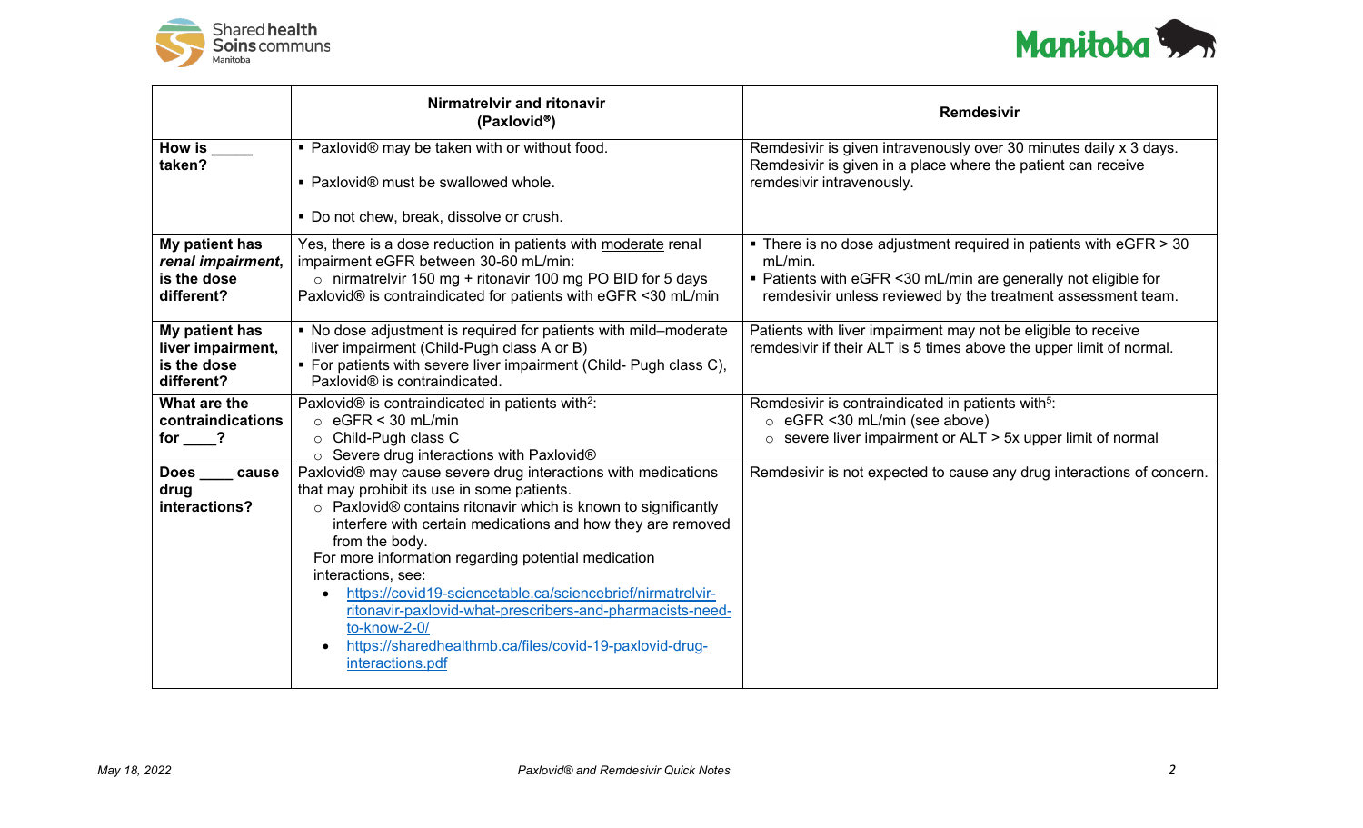| | Nirmatrelvir and ritonavir (Paxlovid®) | Remdesivir |
|---|---|---|
| **How is _____ taken?** | ▪ Paxlovid® may be taken with or without food.<br><br>▪ Paxlovid® must be swallowed whole.<br><br>▪ Do not chew, break, dissolve or crush. | Remdesivir is given intravenously over 30 minutes daily x 3 days. Remdesivir is given in a place where the patient can receive remdesivir intravenously. |
| **My patient has *renal impairment*, is the dose different?** | Yes, there is a dose reduction in patients with <u>moderate</u> renal impairment eGFR between 30-60 mL/min:<br>○ nirmatrelvir 150 mg + ritonavir 100 mg PO BID for 5 days<br>Paxlovid® is contraindicated for patients with eGFR <30 mL/min | ▪ There is no dose adjustment required in patients with eGFR > 30 mL/min.<br>▪ Patients with eGFR <30 mL/min are generally not eligible for remdesivir unless reviewed by the treatment assessment team. |
| **My patient has liver impairment, is the dose different?** | ▪ No dose adjustment is required for patients with mild–moderate liver impairment (Child-Pugh class A or B)<br>▪ For patients with severe liver impairment (Child- Pugh class C), Paxlovid® is contraindicated. | Patients with liver impairment may not be eligible to receive remdesivir if their ALT is 5 times above the upper limit of normal. |
| **What are the contraindications for ____?** | Paxlovid® is contraindicated in patients with[2]:<br>○ eGFR < 30 mL/min<br>○ Child-Pugh class C<br>○ Severe drug interactions with Paxlovid® | Remdesivir is contraindicated in patients with[5]:<br>○ eGFR <30 mL/min (see above)<br>○ severe liver impairment or ALT > 5x upper limit of normal |
| **Does ____ cause drug interactions?** | Paxlovid® may cause severe drug interactions with medications that may prohibit its use in some patients.<br>○ Paxlovid® contains ritonavir which is known to significantly interfere with certain medications and how they are removed from the body.<br>For more information regarding potential medication interactions, see:<br>• https://covid19-sciencetable.ca/sciencebrief/nirmatrelvir-ritonavir-paxlovid-what-prescribers-and-pharmacists-need-to-know-2-0/<br>• https://sharedhealthmb.ca/files/covid-19-paxlovid-drug-interactions.pdf | Remdesivir is not expected to cause any drug interactions of concern. |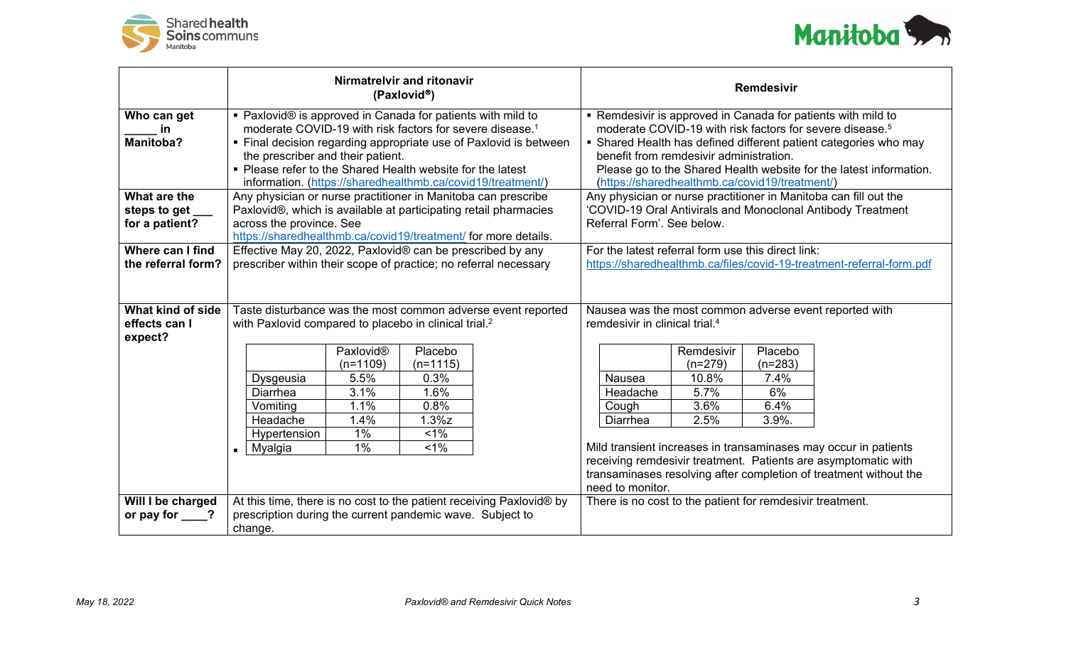| | Nirmatrelvir and ritonavir (Paxlovid®) | Remdesivir |
|---|---|---|
| **Who can get _____ in Manitoba?** | ▪ Paxlovid® is approved in Canada for patients with mild to moderate COVID-19 with risk factors for severe disease.[1]<br>▪ Final decision regarding appropriate use of Paxlovid is between the prescriber and their patient.<br>▪ Please refer to the Shared Health website for the latest information. (https://sharedhealthmb.ca/covid19/treatment/) | ▪ Remdesivir is approved in Canada for patients with mild to moderate COVID-19 with risk factors for severe disease.[5]<br>▪ Shared Health has defined different patient categories who may benefit from remdesivir administration.<br>Please go to the Shared Health website for the latest information. (https://sharedhealthmb.ca/covid19/treatment/) |
| **What are the steps to get ___ for a patient?** | Any physician or nurse practitioner in Manitoba can prescribe Paxlovid®, which is available at participating retail pharmacies across the province. See https://sharedhealthmb.ca/covid19/treatment/ for more details. | Any physician or nurse practitioner in Manitoba can fill out the 'COVID-19 Oral Antivirals and Monoclonal Antibody Treatment Referral Form'. See below. |
| **Where can I find the referral form?** | Effective May 20, 2022, Paxlovid® can be prescribed by any prescriber within their scope of practice; no referral necessary | For the latest referral form use this direct link: https://sharedhealthmb.ca/files/covid-19-treatment-referral-form.pdf |
| **What kind of side effects can I expect?** | Taste disturbance was the most common adverse event reported with Paxlovid compared to placebo in clinical trial.[2]<br><br>(see Paxlovid® adverse events table below) | Nausea was the most common adverse event reported with remdesivir in clinical trial.[4]<br><br>(see Remdesivir adverse events table below)<br><br>Mild transient increases in transaminases may occur in patients receiving remdesivir treatment. Patients are asymptomatic with transaminases resolving after completion of treatment without the need to monitor. |
| **Will I be charged or pay for ____?** | At this time, there is no cost to the patient receiving Paxlovid® by prescription during the current pandemic wave. Subject to change. | There is no cost to the patient for remdesivir treatment. |

Paxlovid® adverse events:

| | Paxlovid® (n=1109) | Placebo (n=1115) |
|---|---|---|
| Dysgeusia | 5.5% | 0.3% |
| Diarrhea | 3.1% | 1.6% |
| Vomiting | 1.1% | 0.8% |
| Headache | 1.4% | 1.3%z |
| Hypertension | 1% | <1% |
| Myalgia | 1% | <1% |

Remdesivir adverse events:

| | Remdesivir (n=279) | Placebo (n=283) |
|---|---|---|
| Nausea | 10.8% | 7.4% |
| Headache | 5.7% | 6% |
| Cough | 3.6% | 6.4% |
| Diarrhea | 2.5% | 3.9%. |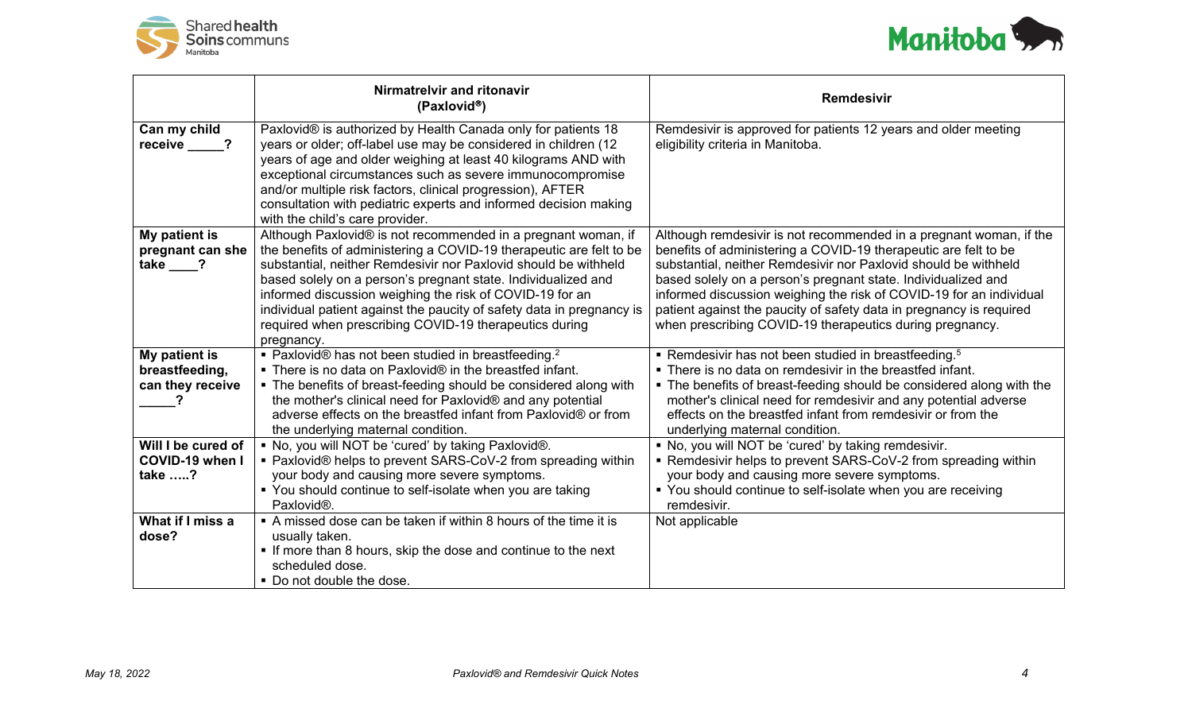| | Nirmatrelvir and ritonavir (Paxlovid®) | Remdesivir |
|---|---|---|
| **Can my child receive _____?** | Paxlovid® is authorized by Health Canada only for patients 18 years or older; off-label use may be considered in children (12 years of age and older weighing at least 40 kilograms AND with exceptional circumstances such as severe immunocompromise and/or multiple risk factors, clinical progression), AFTER consultation with pediatric experts and informed decision making with the child's care provider. | Remdesivir is approved for patients 12 years and older meeting eligibility criteria in Manitoba. |
| **My patient is pregnant can she take ____?** | Although Paxlovid® is not recommended in a pregnant woman, if the benefits of administering a COVID-19 therapeutic are felt to be substantial, neither Remdesivir nor Paxlovid should be withheld based solely on a person's pregnant state. Individualized and informed discussion weighing the risk of COVID-19 for an individual patient against the paucity of safety data in pregnancy is required when prescribing COVID-19 therapeutics during pregnancy. | Although remdesivir is not recommended in a pregnant woman, if the benefits of administering a COVID-19 therapeutic are felt to be substantial, neither Remdesivir nor Paxlovid should be withheld based solely on a person's pregnant state. Individualized and informed discussion weighing the risk of COVID-19 for an individual patient against the paucity of safety data in pregnancy is required when prescribing COVID-19 therapeutics during pregnancy. |
| **My patient is breastfeeding, can they receive _____?** | ▪ Paxlovid® has not been studied in breastfeeding.[2]<br>▪ There is no data on Paxlovid® in the breastfed infant.<br>▪ The benefits of breast-feeding should be considered along with the mother's clinical need for Paxlovid® and any potential adverse effects on the breastfed infant from Paxlovid® or from the underlying maternal condition. | ▪ Remdesivir has not been studied in breastfeeding.[5]<br>▪ There is no data on remdesivir in the breastfed infant.<br>▪ The benefits of breast-feeding should be considered along with the mother's clinical need for remdesivir and any potential adverse effects on the breastfed infant from remdesivir or from the underlying maternal condition. |
| **Will I be cured of COVID-19 when I take …..?** | ▪ No, you will NOT be 'cured' by taking Paxlovid®.<br>▪ Paxlovid® helps to prevent SARS-CoV-2 from spreading within your body and causing more severe symptoms.<br>▪ You should continue to self-isolate when you are taking Paxlovid®. | ▪ No, you will NOT be 'cured' by taking remdesivir.<br>▪ Remdesivir helps to prevent SARS-CoV-2 from spreading within your body and causing more severe symptoms.<br>▪ You should continue to self-isolate when you are receiving remdesivir. |
| **What if I miss a dose?** | ▪ A missed dose can be taken if within 8 hours of the time it is usually taken.<br>▪ If more than 8 hours, skip the dose and continue to the next scheduled dose.<br>▪ Do not double the dose. | Not applicable |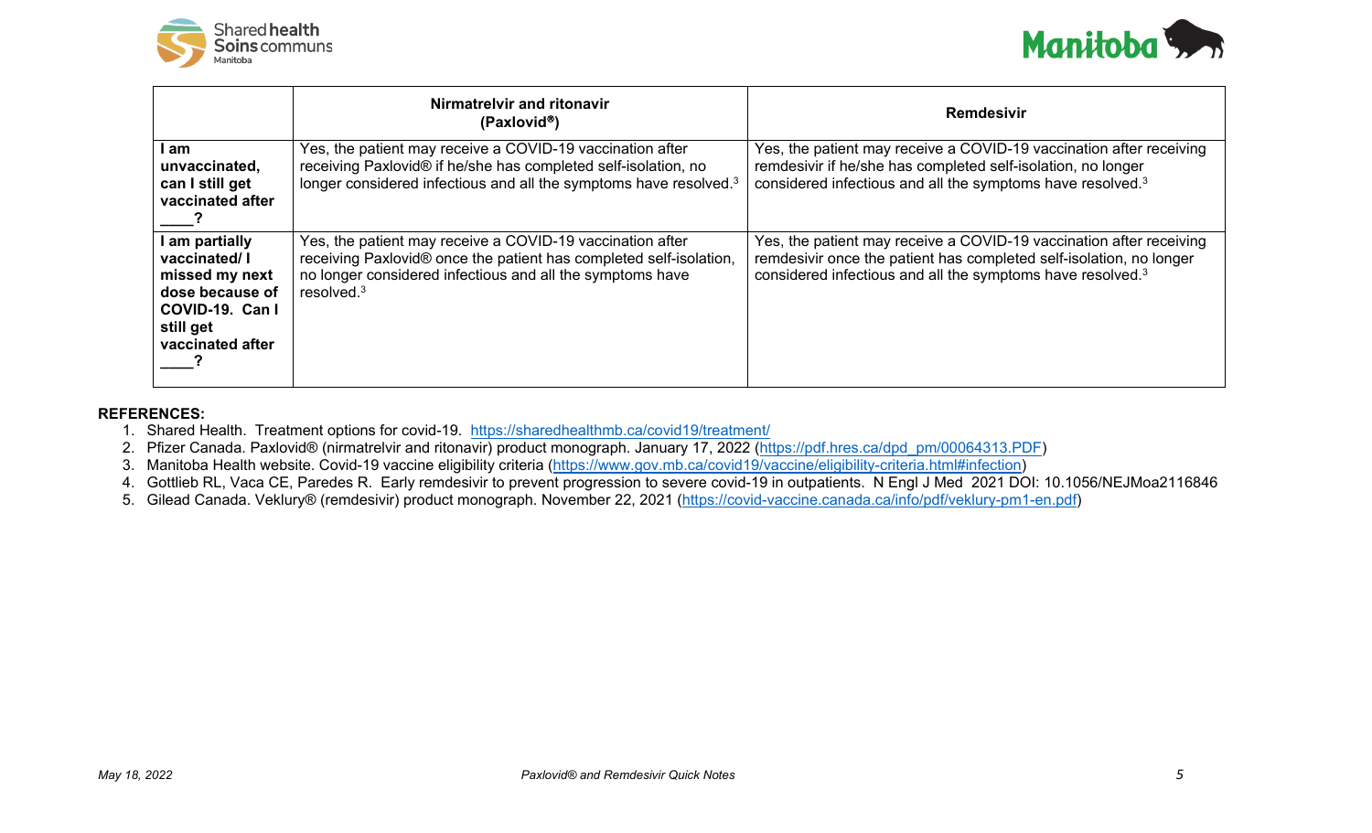| | Nirmatrelvir and ritonavir (Paxlovid®) | Remdesivir |
|---|---|---|
| **I am unvaccinated, can I still get vaccinated after ____?** | Yes, the patient may receive a COVID-19 vaccination after receiving Paxlovid® if he/she has completed self-isolation, no longer considered infectious and all the symptoms have resolved.[3] | Yes, the patient may receive a COVID-19 vaccination after receiving remdesivir if he/she has completed self-isolation, no longer considered infectious and all the symptoms have resolved.[3] |
| **I am partially vaccinated/ I missed my next dose because of COVID-19. Can I still get vaccinated after ____?** | Yes, the patient may receive a COVID-19 vaccination after receiving Paxlovid® once the patient has completed self-isolation, no longer considered infectious and all the symptoms have resolved.[3] | Yes, the patient may receive a COVID-19 vaccination after receiving remdesivir once the patient has completed self-isolation, no longer considered infectious and all the symptoms have resolved.[3] |

**REFERENCES:**

1. Shared Health. Treatment options for covid-19. https://sharedhealthmb.ca/covid19/treatment/
2. Pfizer Canada. Paxlovid® (nirmatrelvir and ritonavir) product monograph. January 17, 2022 (https://pdf.hres.ca/dpd_pm/00064313.PDF)
3. Manitoba Health website. Covid-19 vaccine eligibility criteria (https://www.gov.mb.ca/covid19/vaccine/eligibility-criteria.html#infection)
4. Gottlieb RL, Vaca CE, Paredes R. Early remdesivir to prevent progression to severe covid-19 in outpatients. N Engl J Med 2021 DOI: 10.1056/NEJMoa2116846
5. Gilead Canada. Veklury® (remdesivir) product monograph. November 22, 2021 (https://covid-vaccine.canada.ca/info/pdf/veklury-pm1-en.pdf)